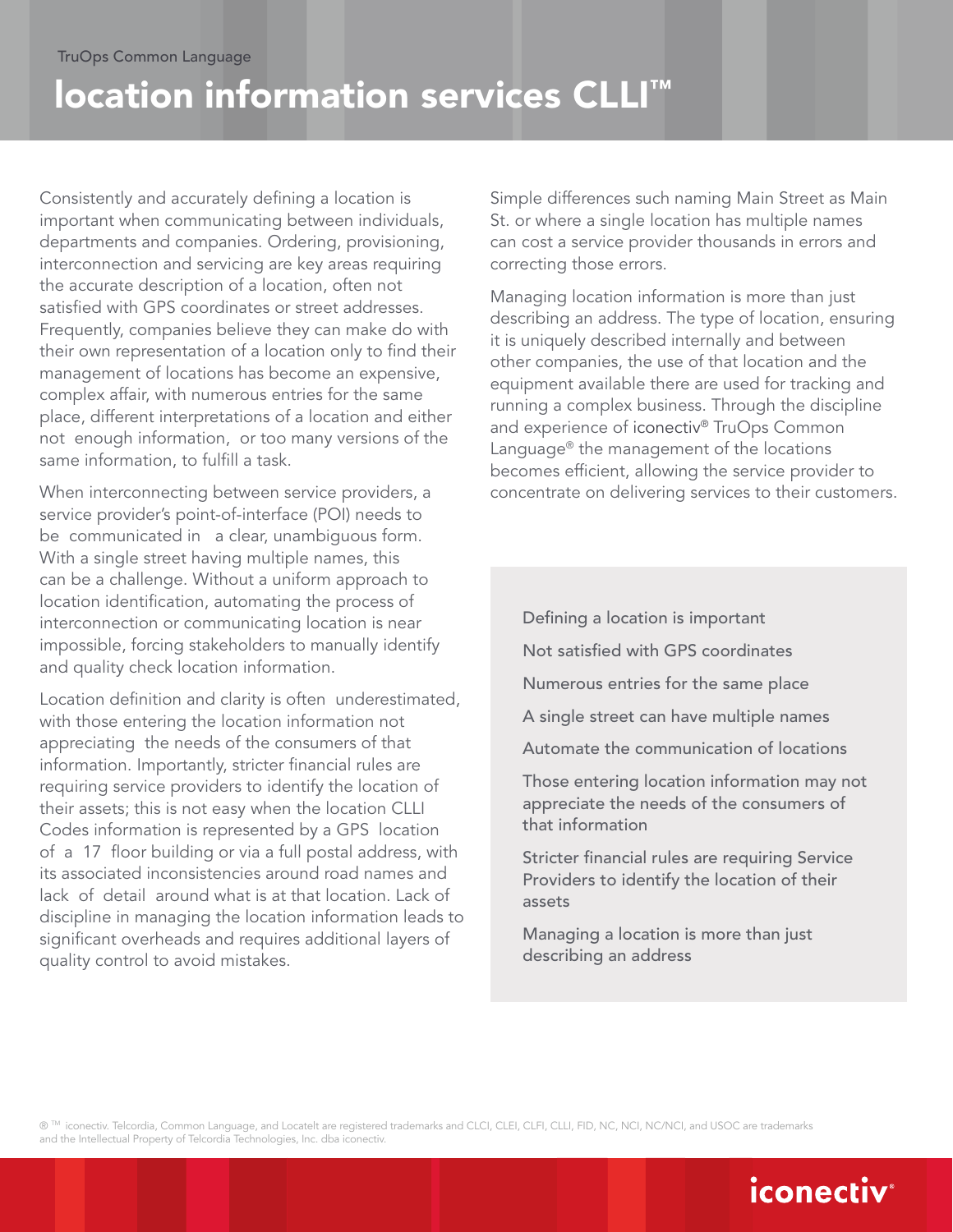TruOps Common Language

# location information services CLLI™

Consistently and accurately defining a location is important when communicating between individuals, departments and companies. Ordering, provisioning, interconnection and servicing are key areas requiring the accurate description of a location, often not satisfied with GPS coordinates or street addresses. Frequently, companies believe they can make do with their own representation of a location only to find their management of locations has become an expensive, complex affair, with numerous entries for the same place, different interpretations of a location and either not enough information, or too many versions of the same information, to fulfill a task.

When interconnecting between service providers, a service provider's point-of-interface (POI) needs to be communicated in a clear, unambiguous form. With a single street having multiple names, this can be a challenge. Without a uniform approach to location identification, automating the process of interconnection or communicating location is near impossible, forcing stakeholders to manually identify and quality check location information.

Location definition and clarity is often underestimated, with those entering the location information not appreciating the needs of the consumers of that information. Importantly, stricter financial rules are requiring service providers to identify the location of their assets; this is not easy when the location CLLI Codes information is represented by a GPS location of a 17 floor building or via a full postal address, with its associated inconsistencies around road names and lack of detail around what is at that location. Lack of discipline in managing the location information leads to significant overheads and requires additional layers of quality control to avoid mistakes.

Simple differences such naming Main Street as Main St. or where a single location has multiple names can cost a service provider thousands in errors and correcting those errors.

Managing location information is more than just describing an address. The type of location, ensuring it is uniquely described internally and between other companies, the use of that location and the equipment available there are used for tracking and running a complex business. Through the discipline and experience of iconectiv® TruOps Common Language® the management of the locations becomes efficient, allowing the service provider to concentrate on delivering services to their customers.

Defining a location is important

Not satisfied with GPS coordinates

Numerous entries for the same place

A single street can have multiple names

Automate the communication of locations

Those entering location information may not appreciate the needs of the consumers of that information

Stricter financial rules are requiring Service Providers to identify the location of their assets

Managing a location is more than just describing an address

® ™ iconectiv. Telcordia, Common Language, and LocateIt are registered trademarks and CLCI, CLEI, CLFI, CLLI, FID, NC, NCI, NC/NCI, and USOC are trademarks and the Intellectual Property of Telcordia Technologies, Inc. dba iconectiv.

iconectiv®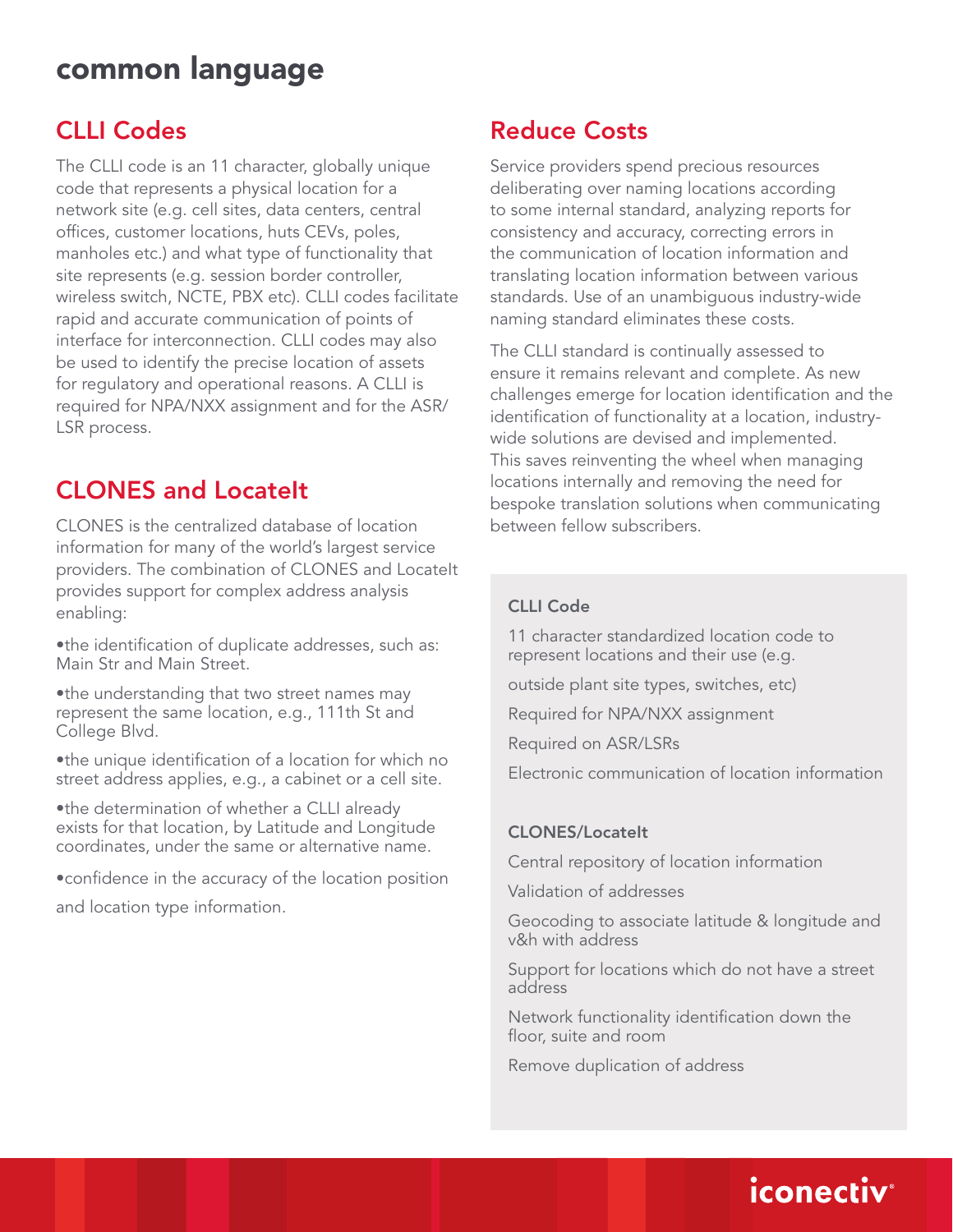# common language

## CLLI Codes

The CLLI code is an 11 character, globally unique code that represents a physical location for a network site (e.g. cell sites, data centers, central offices, customer locations, huts CEVs, poles, manholes etc.) and what type of functionality that site represents (e.g. session border controller, wireless switch, NCTE, PBX etc). CLLI codes facilitate rapid and accurate communication of points of interface for interconnection. CLLI codes may also be used to identify the precise location of assets for regulatory and operational reasons. A CLLI is required for NPA/NXX assignment and for the ASR/LSR process.

## CLONES and LocateIt

CLONES is the centralized database of location information for many of the world's largest service providers. The combination of CLONES and LocateIt provides support for complex address analysis enabling:

- the identification of duplicate addresses, such as: Main Str and Main Street.
- the understanding that two street names may represent the same location, e.g., 111th St and College Blvd.
- the unique identification of a location for which no street address applies, e.g., a cabinet or a cell site.
- the determination of whether a CLLI already exists for that location, by Latitude and Longitude coordinates, under the same or alternative name.
- confidence in the accuracy of the location position and location type information.

## Reduce Costs

Service providers spend precious resources deliberating over naming locations according to some internal standard, analyzing reports for consistency and accuracy, correcting errors in the communication of location information and translating location information between various standards. Use of an unambiguous industry-wide naming standard eliminates these costs.

The CLLI standard is continually assessed to ensure it remains relevant and complete. As new challenges emerge for location identification and the identification of functionality at a location, industry-wide solutions are devised and implemented. This saves reinventing the wheel when managing locations internally and removing the need for bespoke translation solutions when communicating between fellow subscribers.

**CLLI Code**

11 character standardized location code to represent locations and their use (e.g.

outside plant site types, switches, etc)

Required for NPA/NXX assignment

Required on ASR/LSRs

Electronic communication of location information

**CLONES/LocateIt**

Central repository of location information

Validation of addresses

Geocoding to associate latitude & longitude and v&h with address

Support for locations which do not have a street address

Network functionality identification down the floor, suite and room

Remove duplication of address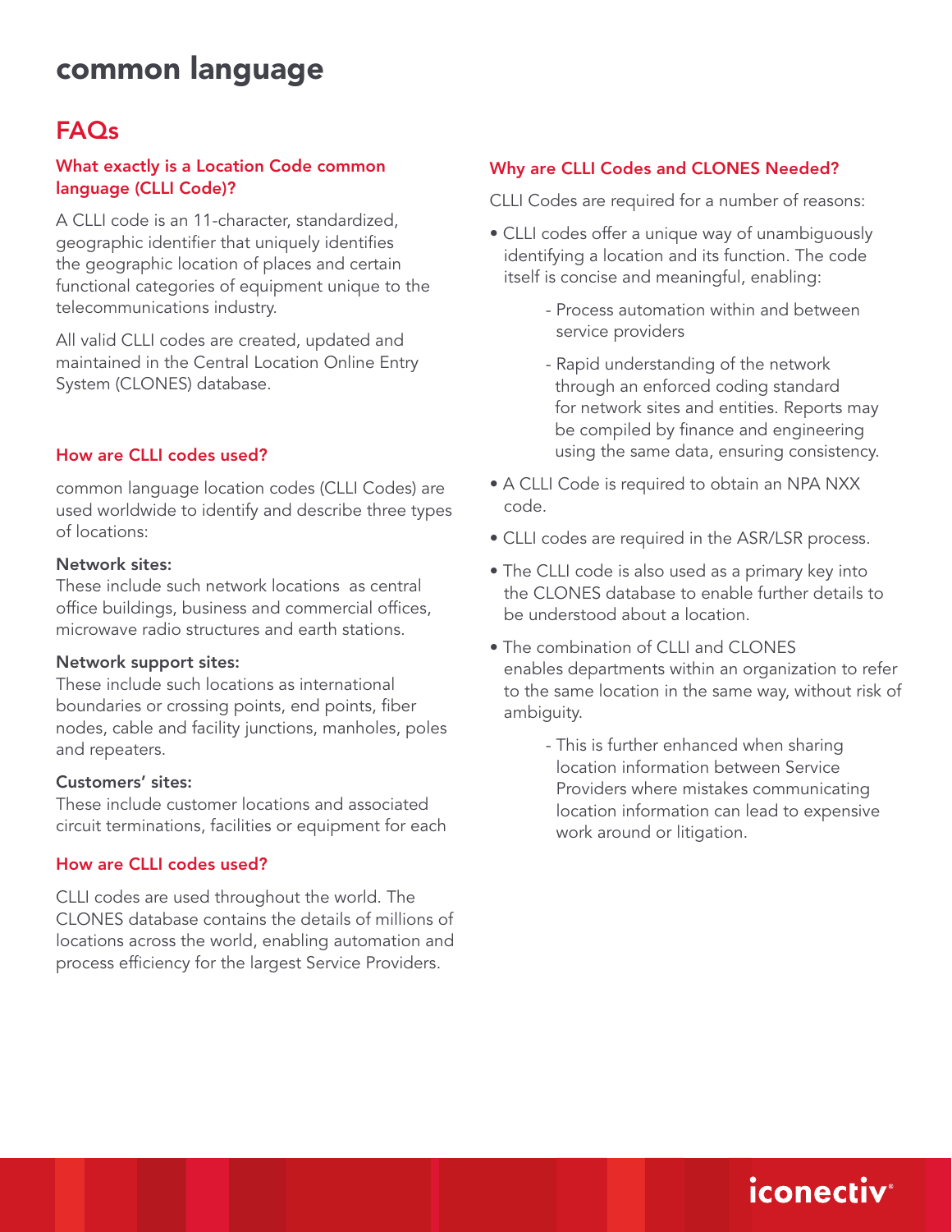# common language

## FAQs

### What exactly is a Location Code common language (CLLI Code)?

A CLLI code is an 11-character, standardized, geographic identifier that uniquely identifies the geographic location of places and certain functional categories of equipment unique to the telecommunications industry.

All valid CLLI codes are created, updated and maintained in the Central Location Online Entry System (CLONES) database.

### How are CLLI codes used?

common language location codes (CLLI Codes) are used worldwide to identify and describe three types of locations:

**Network sites:**
These include such network locations as central office buildings, business and commercial offices, microwave radio structures and earth stations.

**Network support sites:**
These include such locations as international boundaries or crossing points, end points, fiber nodes, cable and facility junctions, manholes, poles and repeaters.

**Customers' sites:**
These include customer locations and associated circuit terminations, facilities or equipment for each

### How are CLLI codes used?

CLLI codes are used throughout the world. The CLONES database contains the details of millions of locations across the world, enabling automation and process efficiency for the largest Service Providers.

### Why are CLLI Codes and CLONES Needed?

CLLI Codes are required for a number of reasons:

- CLLI codes offer a unique way of unambiguously identifying a location and its function. The code itself is concise and meaningful, enabling:
  - Process automation within and between service providers
  - Rapid understanding of the network through an enforced coding standard for network sites and entities. Reports may be compiled by finance and engineering using the same data, ensuring consistency.
- A CLLI Code is required to obtain an NPA NXX code.
- CLLI codes are required in the ASR/LSR process.
- The CLLI code is also used as a primary key into the CLONES database to enable further details to be understood about a location.
- The combination of CLLI and CLONES enables departments within an organization to refer to the same location in the same way, without risk of ambiguity.
  - This is further enhanced when sharing location information between Service Providers where mistakes communicating location information can lead to expensive work around or litigation.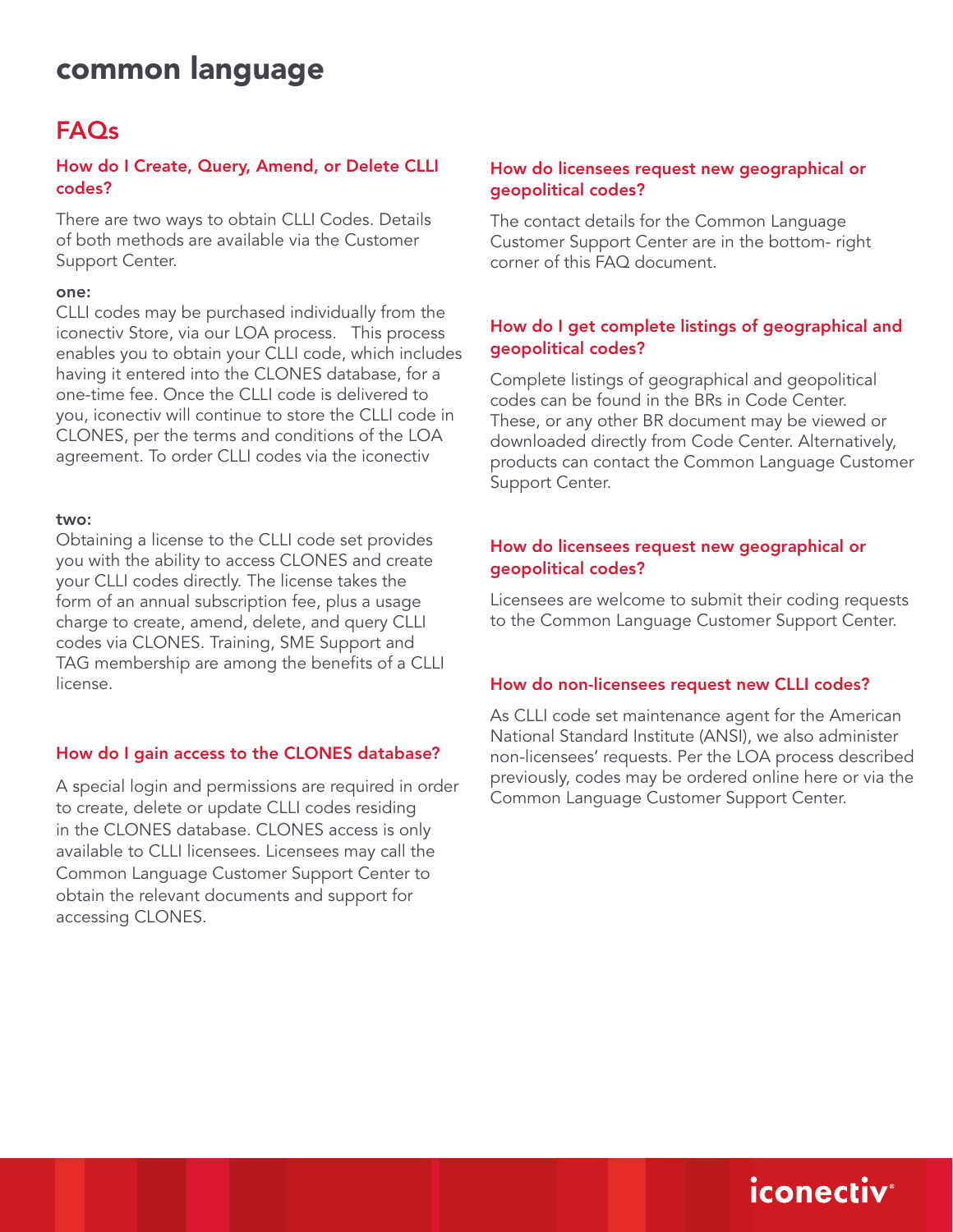# common language

## FAQs

### How do I Create, Query, Amend, or Delete CLLI codes?

There are two ways to obtain CLLI Codes. Details of both methods are available via the Customer Support Center.

**one:**
CLLI codes may be purchased individually from the iconectiv Store, via our LOA process. This process enables you to obtain your CLLI code, which includes having it entered into the CLONES database, for a one-time fee. Once the CLLI code is delivered to you, iconectiv will continue to store the CLLI code in CLONES, per the terms and conditions of the LOA agreement. To order CLLI codes via the iconectiv

**two:**
Obtaining a license to the CLLI code set provides you with the ability to access CLONES and create your CLLI codes directly. The license takes the form of an annual subscription fee, plus a usage charge to create, amend, delete, and query CLLI codes via CLONES. Training, SME Support and TAG membership are among the benefits of a CLLI license.

### How do I gain access to the CLONES database?

A special login and permissions are required in order to create, delete or update CLLI codes residing in the CLONES database. CLONES access is only available to CLLI licensees. Licensees may call the Common Language Customer Support Center to obtain the relevant documents and support for accessing CLONES.

### How do licensees request new geographical or geopolitical codes?

The contact details for the Common Language Customer Support Center are in the bottom- right corner of this FAQ document.

### How do I get complete listings of geographical and geopolitical codes?

Complete listings of geographical and geopolitical codes can be found in the BRs in Code Center. These, or any other BR document may be viewed or downloaded directly from Code Center. Alternatively, products can contact the Common Language Customer Support Center.

### How do licensees request new geographical or geopolitical codes?

Licensees are welcome to submit their coding requests to the Common Language Customer Support Center.

### How do non-licensees request new CLLI codes?

As CLLI code set maintenance agent for the American National Standard Institute (ANSI), we also administer non-licensees' requests. Per the LOA process described previously, codes may be ordered online here or via the Common Language Customer Support Center.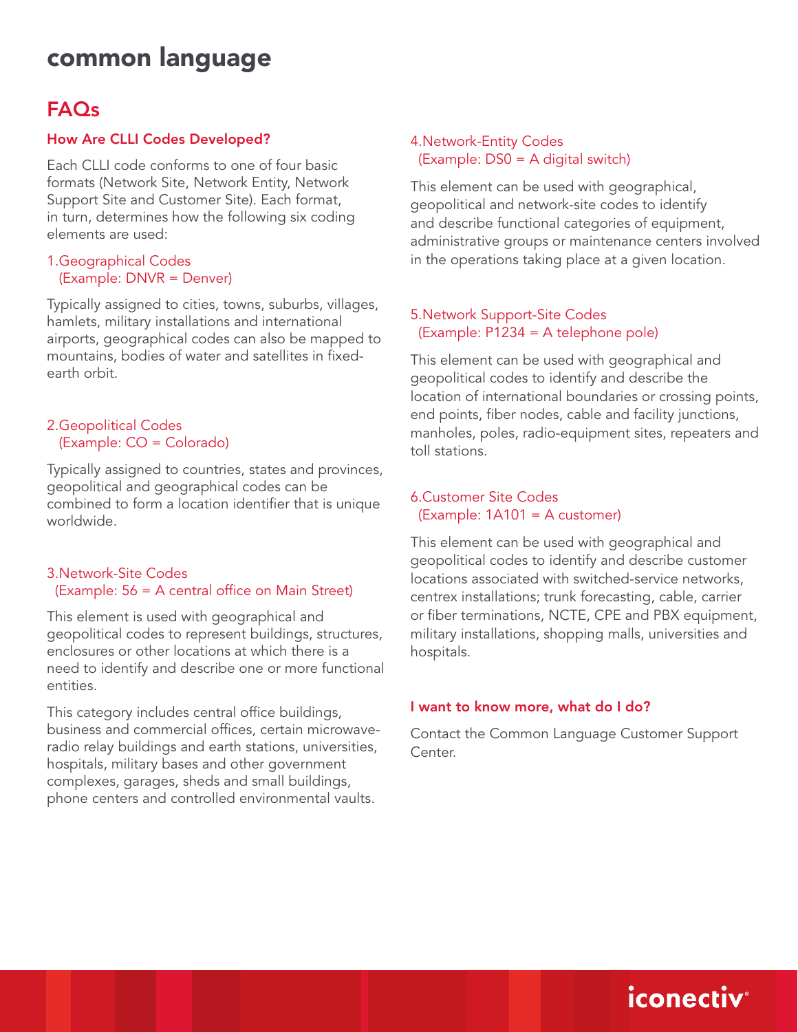# common language

## FAQs

### How Are CLLI Codes Developed?

Each CLLI code conforms to one of four basic formats (Network Site, Network Entity, Network Support Site and Customer Site). Each format, in turn, determines how the following six coding elements are used:

1. Geographical Codes
   (Example: DNVR = Denver)

Typically assigned to cities, towns, suburbs, villages, hamlets, military installations and international airports, geographical codes can also be mapped to mountains, bodies of water and satellites in fixed-earth orbit.

2. Geopolitical Codes
   (Example: CO = Colorado)

Typically assigned to countries, states and provinces, geopolitical and geographical codes can be combined to form a location identifier that is unique worldwide.

3. Network-Site Codes
   (Example: 56 = A central office on Main Street)

This element is used with geographical and geopolitical codes to represent buildings, structures, enclosures or other locations at which there is a need to identify and describe one or more functional entities.

This category includes central office buildings, business and commercial offices, certain microwave-radio relay buildings and earth stations, universities, hospitals, military bases and other government complexes, garages, sheds and small buildings, phone centers and controlled environmental vaults.

4. Network-Entity Codes
   (Example: DS0 = A digital switch)

This element can be used with geographical, geopolitical and network-site codes to identify and describe functional categories of equipment, administrative groups or maintenance centers involved in the operations taking place at a given location.

5. Network Support-Site Codes
   (Example: P1234 = A telephone pole)

This element can be used with geographical and geopolitical codes to identify and describe the location of international boundaries or crossing points, end points, fiber nodes, cable and facility junctions, manholes, poles, radio-equipment sites, repeaters and toll stations.

6. Customer Site Codes
   (Example: 1A101 = A customer)

This element can be used with geographical and geopolitical codes to identify and describe customer locations associated with switched-service networks, centrex installations; trunk forecasting, cable, carrier or fiber terminations, NCTE, CPE and PBX equipment, military installations, shopping malls, universities and hospitals.

### I want to know more, what do I do?

Contact the Common Language Customer Support Center.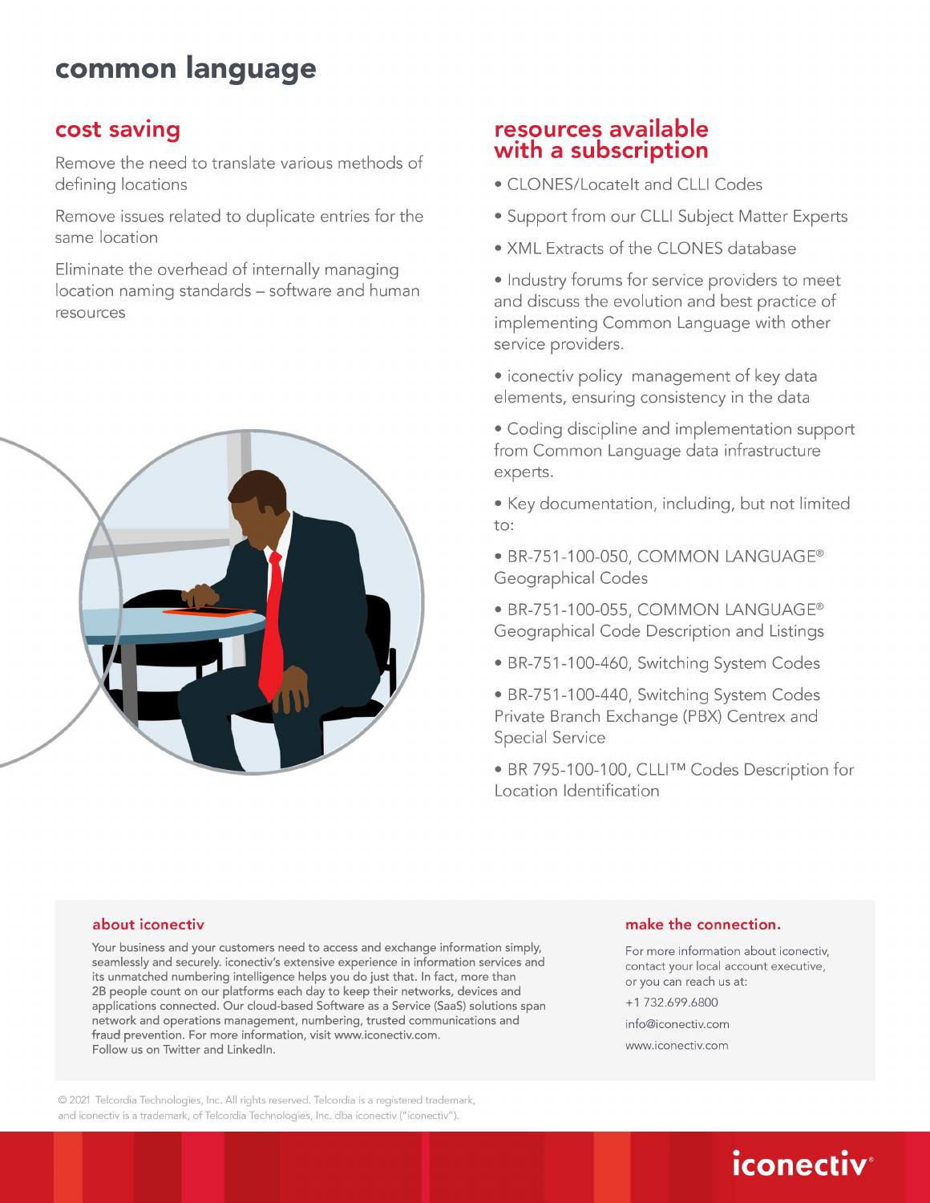# common language

## cost saving

Remove the need to translate various methods of defining locations

Remove issues related to duplicate entries for the same location

Eliminate the overhead of internally managing location naming standards – software and human resources

## resources available with a subscription

- CLONES/LocateIt and CLLI Codes
- Support from our CLLI Subject Matter Experts
- XML Extracts of the CLONES database
- Industry forums for service providers to meet and discuss the evolution and best practice of implementing Common Language with other service providers.
- iconectiv policy management of key data elements, ensuring consistency in the data
- Coding discipline and implementation support from Common Language data infrastructure experts.
- Key documentation, including, but not limited to:
- BR-751-100-050, COMMON LANGUAGE® Geographical Codes
- BR-751-100-055, COMMON LANGUAGE® Geographical Code Description and Listings
- BR-751-100-460, Switching System Codes
- BR-751-100-440, Switching System Codes Private Branch Exchange (PBX) Centrex and Special Service
- BR 795-100-100, CLLI™ Codes Description for Location Identification

### about iconectiv

Your business and your customers need to access and exchange information simply, seamlessly and securely. iconectiv's extensive experience in information services and its unmatched numbering intelligence helps you do just that. In fact, more than 2B people count on our platforms each day to keep their networks, devices and applications connected. Our cloud-based Software as a Service (SaaS) solutions span network and operations management, numbering, trusted communications and fraud prevention. For more information, visit www.iconectiv.com.
Follow us on Twitter and LinkedIn.

### make the connection.

For more information about iconectiv, contact your local account executive, or you can reach us at:

+1 732.699.6800

info@iconectiv.com

www.iconectiv.com

© 2021 Telcordia Technologies, Inc. All rights reserved. Telcordia is a registered trademark, and iconectiv is a trademark, of Telcordia Technologies, Inc. dba iconectiv ("iconectiv").

iconectiv®